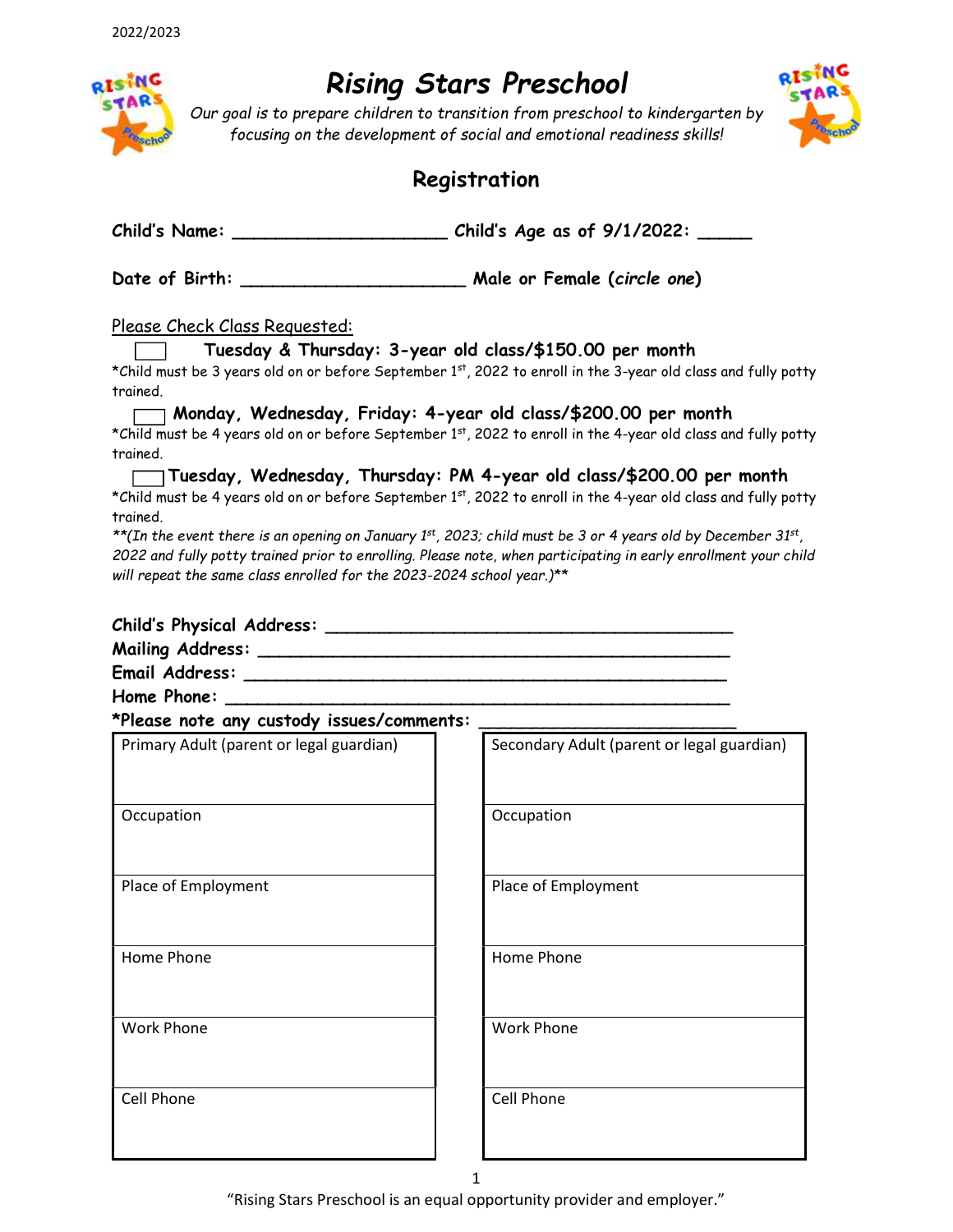2022/2023

# *Rising Stars Preschool*

*Our goal is to prepare children to transition from preschool to kindergarten by focusing on the development of social and emotional readiness skills!*

## Registration

**Child's Name: ____________________ Child's Age as of 9/1/2022: _____**

**Date of Birth: _____________________ Male or Female (*circle one*)**

Please Check Class Requested:

☐ **Tuesday & Thursday: 3-year old class/$150.00 per month**

*Child must be 3 years old on or before September 1st, 2022 to enroll in the 3-year old class and fully potty trained.

☐ **Monday, Wednesday, Friday: 4-year old class/$200.00 per month**

*Child must be 4 years old on or before September 1st, 2022 to enroll in the 4-year old class and fully potty trained.

☐ **Tuesday, Wednesday, Thursday: PM 4-year old class/$200.00 per month**

*Child must be 4 years old on or before September 1st, 2022 to enroll in the 4-year old class and fully potty trained.

*\*\*(In the event there is an opening on January 1st, 2023; child must be 3 or 4 years old by December 31st, 2022 and fully potty trained prior to enrolling. Please note, when participating in early enrollment your child will repeat the same class enrolled for the 2023-2024 school year.)\*\**

**Child's Physical Address: ______________________________________**

**Mailing Address: ____________________________________________**

**Email Address: _____________________________________________**

**Home Phone: _______________________________________________**

**\*Please note any custody issues/comments: ________________________**

| Primary Adult (parent or legal guardian) | Secondary Adult (parent or legal guardian) |
| --- | --- |
| Occupation | Occupation |
| Place of Employment | Place of Employment |
| Home Phone | Home Phone |
| Work Phone | Work Phone |
| Cell Phone | Cell Phone |

"Rising Stars Preschool is an equal opportunity provider and employer."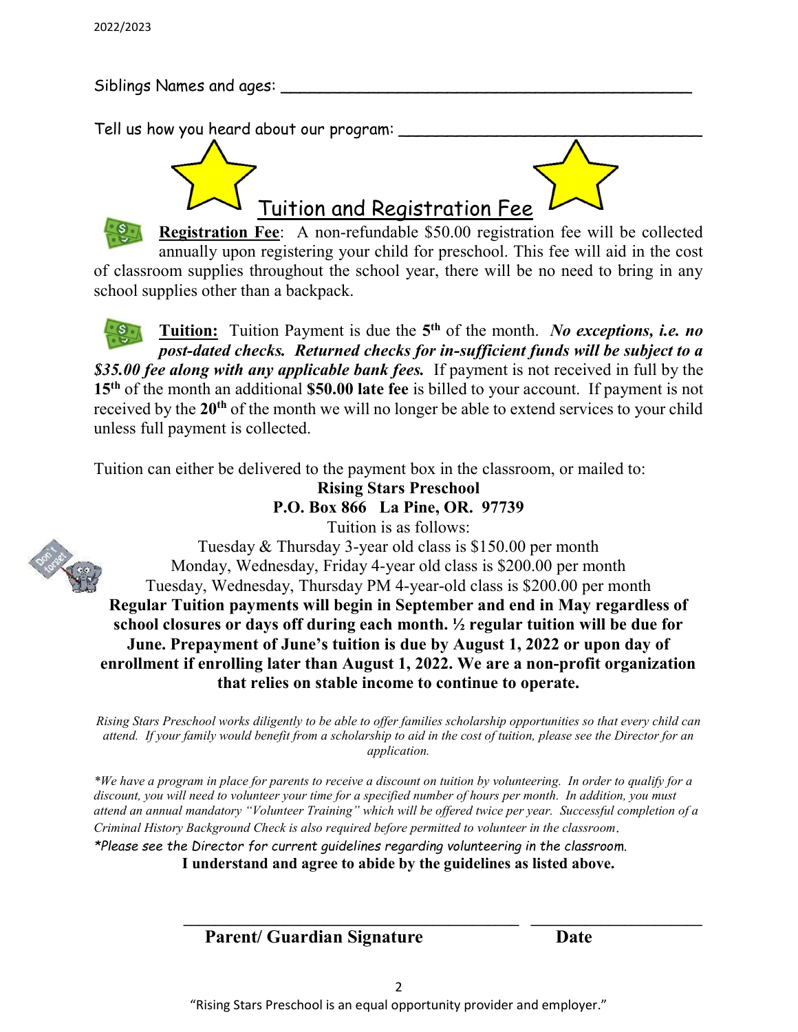Siblings Names and ages: ___________________________________________

Tell us how you heard about our program: ________________________________

## Tuition and Registration Fee

**Registration Fee**: A non-refundable $50.00 registration fee will be collected annually upon registering your child for preschool. This fee will aid in the cost of classroom supplies throughout the school year, there will be no need to bring in any school supplies other than a backpack.

**Tuition:** Tuition Payment is due the 5th of the month. ***No exceptions, i.e. no post-dated checks. Returned checks for in-sufficient funds will be subject to a $35.00 fee along with any applicable bank fees.*** If payment is not received in full by the **15th** of the month an additional **$50.00 late fee** is billed to your account. If payment is not received by the **20th** of the month we will no longer be able to extend services to your child unless full payment is collected.

Tuition can either be delivered to the payment box in the classroom, or mailed to:

**Rising Stars Preschool**
**P.O. Box 866 La Pine, OR. 97739**

Tuition is as follows:

Tuesday & Thursday 3-year old class is $150.00 per month
Monday, Wednesday, Friday 4-year old class is $200.00 per month
Tuesday, Wednesday, Thursday PM 4-year-old class is $200.00 per month

**Regular Tuition payments will begin in September and end in May regardless of school closures or days off during each month. ½ regular tuition will be due for June. Prepayment of June's tuition is due by August 1, 2022 or upon day of enrollment if enrolling later than August 1, 2022. We are a non-profit organization that relies on stable income to continue to operate.**

*Rising Stars Preschool works diligently to be able to offer families scholarship opportunities so that every child can attend. If your family would benefit from a scholarship to aid in the cost of tuition, please see the Director for an application.*

**We have a program in place for parents to receive a discount on tuition by volunteering. In order to qualify for a discount, you will need to volunteer your time for a specified number of hours per month. In addition, you must attend an annual mandatory "Volunteer Training" which will be offered twice per year. Successful completion of a Criminal History Background Check is also required before permitted to volunteer in the classroom.*

**Please see the Director for current guidelines regarding volunteering in the classroom.*

**I understand and agree to abide by the guidelines as listed above.**

______________________________________ ____________________

**Parent/ Guardian Signature** **Date**

"Rising Stars Preschool is an equal opportunity provider and employer."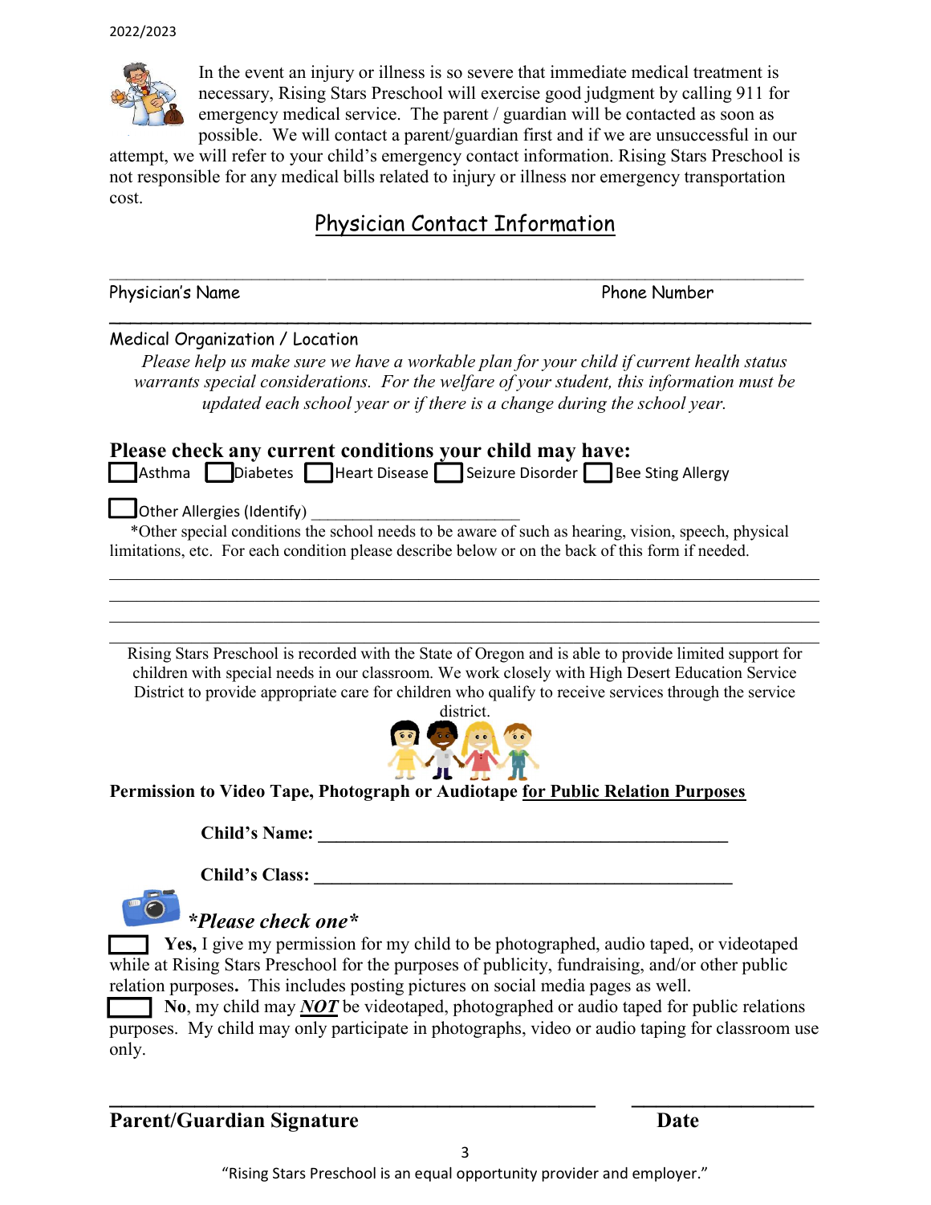In the event an injury or illness is so severe that immediate medical treatment is necessary, Rising Stars Preschool will exercise good judgment by calling 911 for emergency medical service. The parent / guardian will be contacted as soon as possible. We will contact a parent/guardian first and if we are unsuccessful in our attempt, we will refer to your child's emergency contact information. Rising Stars Preschool is not responsible for any medical bills related to injury or illness nor emergency transportation cost.

## Physician Contact Information

______________________________________________________________

Physician's Name                                                                                    Phone Number

______________________________________________________________

Medical Organization / Location

*Please help us make sure we have a workable plan for your child if current health status warrants special considerations. For the welfare of your student, this information must be updated each school year or if there is a change during the school year.*

**Please check any current conditions your child may have:**

☐ Asthma ☐ Diabetes ☐ Heart Disease ☐ Seizure Disorder ☐ Bee Sting Allergy

☐ Other Allergies (Identify) ________________________

*Other special conditions the school needs to be aware of such as hearing, vision, speech, physical limitations, etc. For each condition please describe below or on the back of this form if needed.

______________________________________________________________

______________________________________________________________

______________________________________________________________

______________________________________________________________

Rising Stars Preschool is recorded with the State of Oregon and is able to provide limited support for children with special needs in our classroom. We work closely with High Desert Education Service District to provide appropriate care for children who qualify to receive services through the service district.

**Permission to Video Tape, Photograph or Audiotape for Public Relation Purposes**

**Child's Name:** ______________________________________________

**Child's Class:** ______________________________________________

***Please check one***

☐ **Yes,** I give my permission for my child to be photographed, audio taped, or videotaped while at Rising Stars Preschool for the purposes of publicity, fundraising, and/or other public relation purposes**.** This includes posting pictures on social media pages as well.

☐ **No**, my child may ***NOT*** be videotaped, photographed or audio taped for public relations purposes. My child may only participate in photographs, video or audio taping for classroom use only.

______________________________________________          __________________

**Parent/Guardian Signature**                                                                    **Date**

"Rising Stars Preschool is an equal opportunity provider and employer."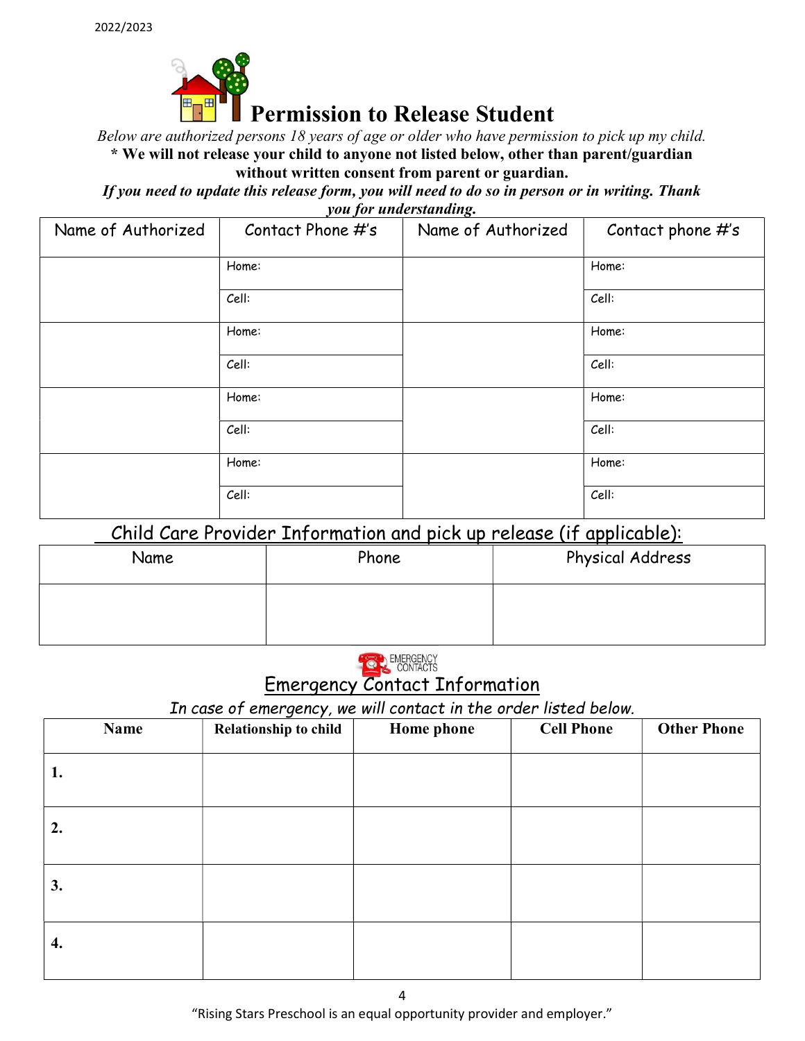2022/2023

# Permission to Release Student

*Below are authorized persons 18 years of age or older who have permission to pick up my child.*

**\* We will not release your child to anyone not listed below, other than parent/guardian without written consent from parent or guardian.**

***If you need to update this release form, you will need to do so in person or in writing. Thank you for understanding.***

| Name of Authorized | Contact Phone #'s | Name of Authorized | Contact phone #'s |
|---|---|---|---|
| | Home: | | Home: |
| | Cell: | | Cell: |
| | Home: | | Home: |
| | Cell: | | Cell: |
| | Home: | | Home: |
| | Cell: | | Cell: |
| | Home: | | Home: |
| | Cell: | | Cell: |

## Child Care Provider Information and pick up release (if applicable):

| Name | Phone | Physical Address |
|---|---|---|
| | | |

EMERGENCY CONTACTS

## Emergency Contact Information

*In case of emergency, we will contact in the order listed below.*

| Name | Relationship to child | Home phone | Cell Phone | Other Phone |
|---|---|---|---|---|
| 1. | | | | |
| 2. | | | | |
| 3. | | | | |
| 4. | | | | |

"Rising Stars Preschool is an equal opportunity provider and employer."